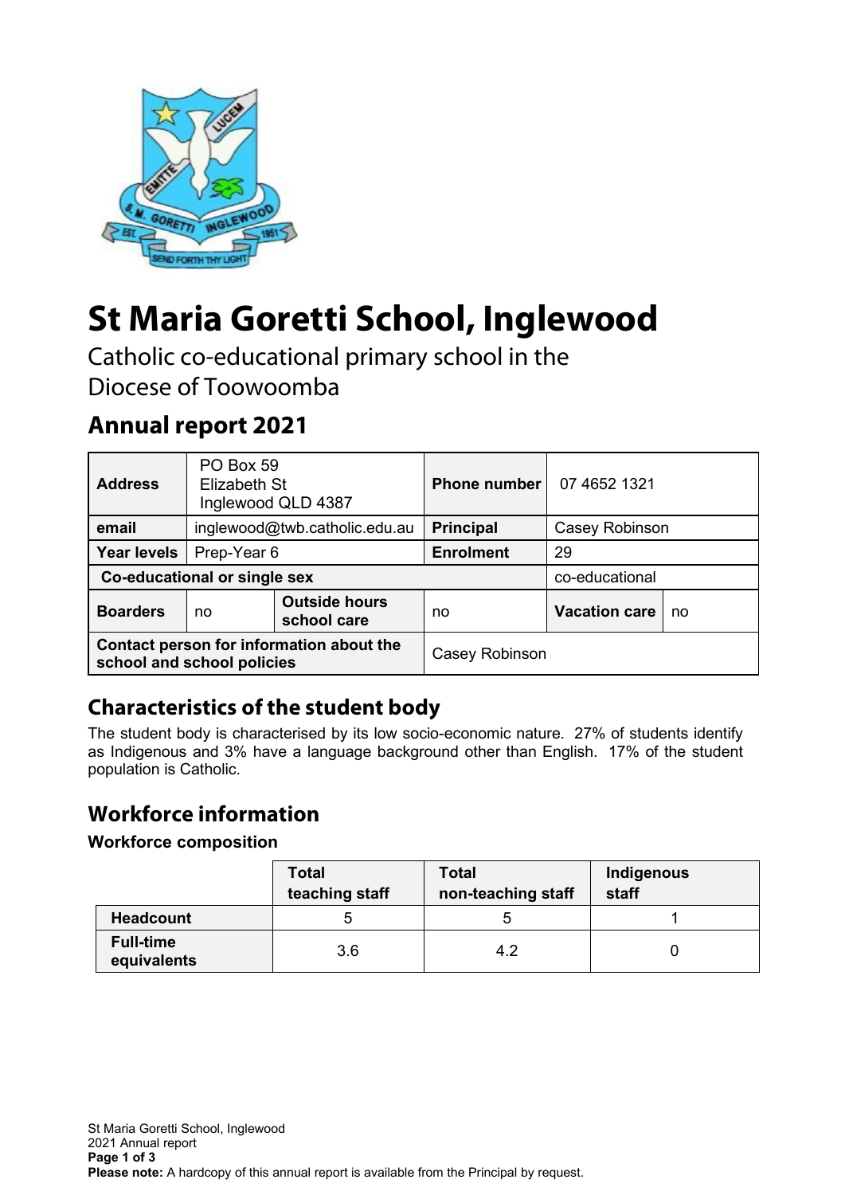# St Maria Goretti School, Inglewood

Catholic co-educational primary school in the Diocese of Toowoomba

## Annual report 2021

| **Address** | PO Box 59<br>Elizabeth St<br>Inglewood QLD 4387 | | **Phone number** | 07 4652 1321 | |
|---|---|---|---|---|---|
| **email** | inglewood@twb.catholic.edu.au | | **Principal** | Casey Robinson | |
| **Year levels** | Prep-Year 6 | | **Enrolment** | 29 | |
| **Co-educational or single sex** | | | | co-educational | |
| **Boarders** | no | **Outside hours school care** | no | **Vacation care** | no |
| **Contact person for information about the school and school policies** | | | Casey Robinson | | |

## Characteristics of the student body

The student body is characterised by its low socio-economic nature. 27% of students identify as Indigenous and 3% have a language background other than English. 17% of the student population is Catholic.

## Workforce information

**Workforce composition**

| | Total teaching staff | Total non-teaching staff | Indigenous staff |
|---|---|---|---|
| **Headcount** | 5 | 5 | 1 |
| **Full-time equivalents** | 3.6 | 4.2 | 0 |

St Maria Goretti School, Inglewood
2021 Annual report

**Please note:** A hardcopy of this annual report is available from the Principal by request.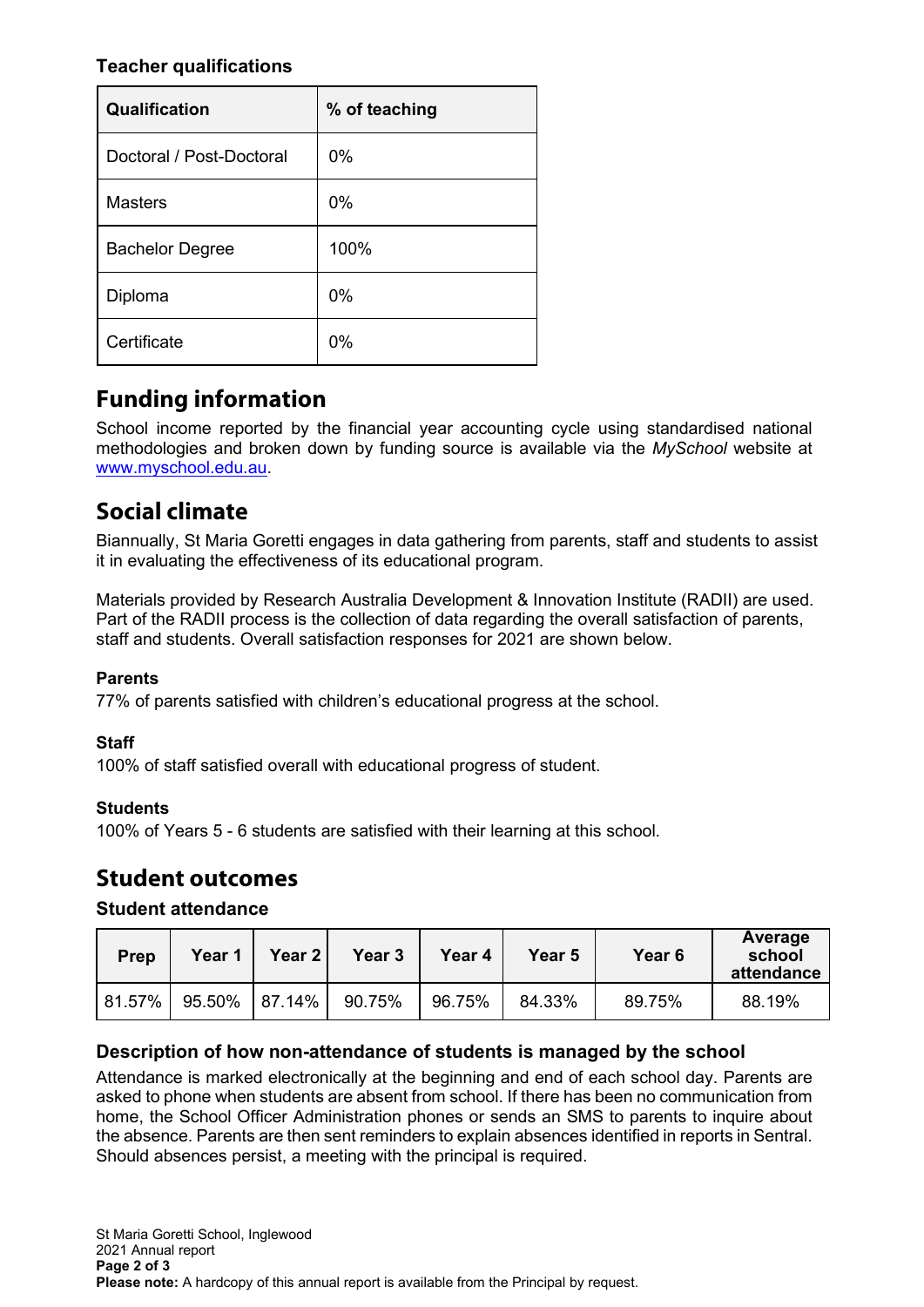### Teacher qualifications

| Qualification | % of teaching |
|---|---|
| Doctoral / Post-Doctoral | 0% |
| Masters | 0% |
| Bachelor Degree | 100% |
| Diploma | 0% |
| Certificate | 0% |

## Funding information

School income reported by the financial year accounting cycle using standardised national methodologies and broken down by funding source is available via the *MySchool* website at www.myschool.edu.au.

## Social climate

Biannually, St Maria Goretti engages in data gathering from parents, staff and students to assist it in evaluating the effectiveness of its educational program.

Materials provided by Research Australia Development & Innovation Institute (RADII) are used. Part of the RADII process is the collection of data regarding the overall satisfaction of parents, staff and students. Overall satisfaction responses for 2021 are shown below.

**Parents**

77% of parents satisfied with children's educational progress at the school.

**Staff**

100% of staff satisfied overall with educational progress of student.

**Students**

100% of Years 5 - 6 students are satisfied with their learning at this school.

## Student outcomes

### Student attendance

| Prep | Year 1 | Year 2 | Year 3 | Year 4 | Year 5 | Year 6 | Average school attendance |
|---|---|---|---|---|---|---|---|
| 81.57% | 95.50% | 87.14% | 90.75% | 96.75% | 84.33% | 89.75% | 88.19% |

### Description of how non-attendance of students is managed by the school

Attendance is marked electronically at the beginning and end of each school day. Parents are asked to phone when students are absent from school. If there has been no communication from home, the School Officer Administration phones or sends an SMS to parents to inquire about the absence. Parents are then sent reminders to explain absences identified in reports in Sentral. Should absences persist, a meeting with the principal is required.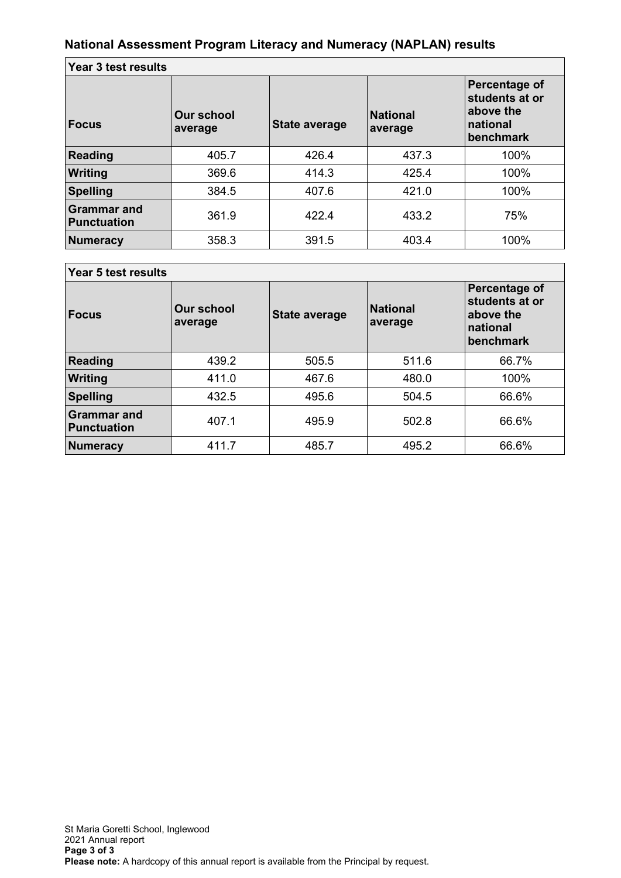## National Assessment Program Literacy and Numeracy (NAPLAN) results

| Year 3 test results | | | | |
|---|---|---|---|---|
| **Focus** | **Our school average** | **State average** | **National average** | **Percentage of students at or above the national benchmark** |
| **Reading** | 405.7 | 426.4 | 437.3 | 100% |
| **Writing** | 369.6 | 414.3 | 425.4 | 100% |
| **Spelling** | 384.5 | 407.6 | 421.0 | 100% |
| **Grammar and Punctuation** | 361.9 | 422.4 | 433.2 | 75% |
| **Numeracy** | 358.3 | 391.5 | 403.4 | 100% |

| Year 5 test results | | | | |
|---|---|---|---|---|
| **Focus** | **Our school average** | **State average** | **National average** | **Percentage of students at or above the national benchmark** |
| **Reading** | 439.2 | 505.5 | 511.6 | 66.7% |
| **Writing** | 411.0 | 467.6 | 480.0 | 100% |
| **Spelling** | 432.5 | 495.6 | 504.5 | 66.6% |
| **Grammar and Punctuation** | 407.1 | 495.9 | 502.8 | 66.6% |
| **Numeracy** | 411.7 | 485.7 | 495.2 | 66.6% |

St Maria Goretti School, Inglewood
2021 Annual report

**Please note:** A hardcopy of this annual report is available from the Principal by request.